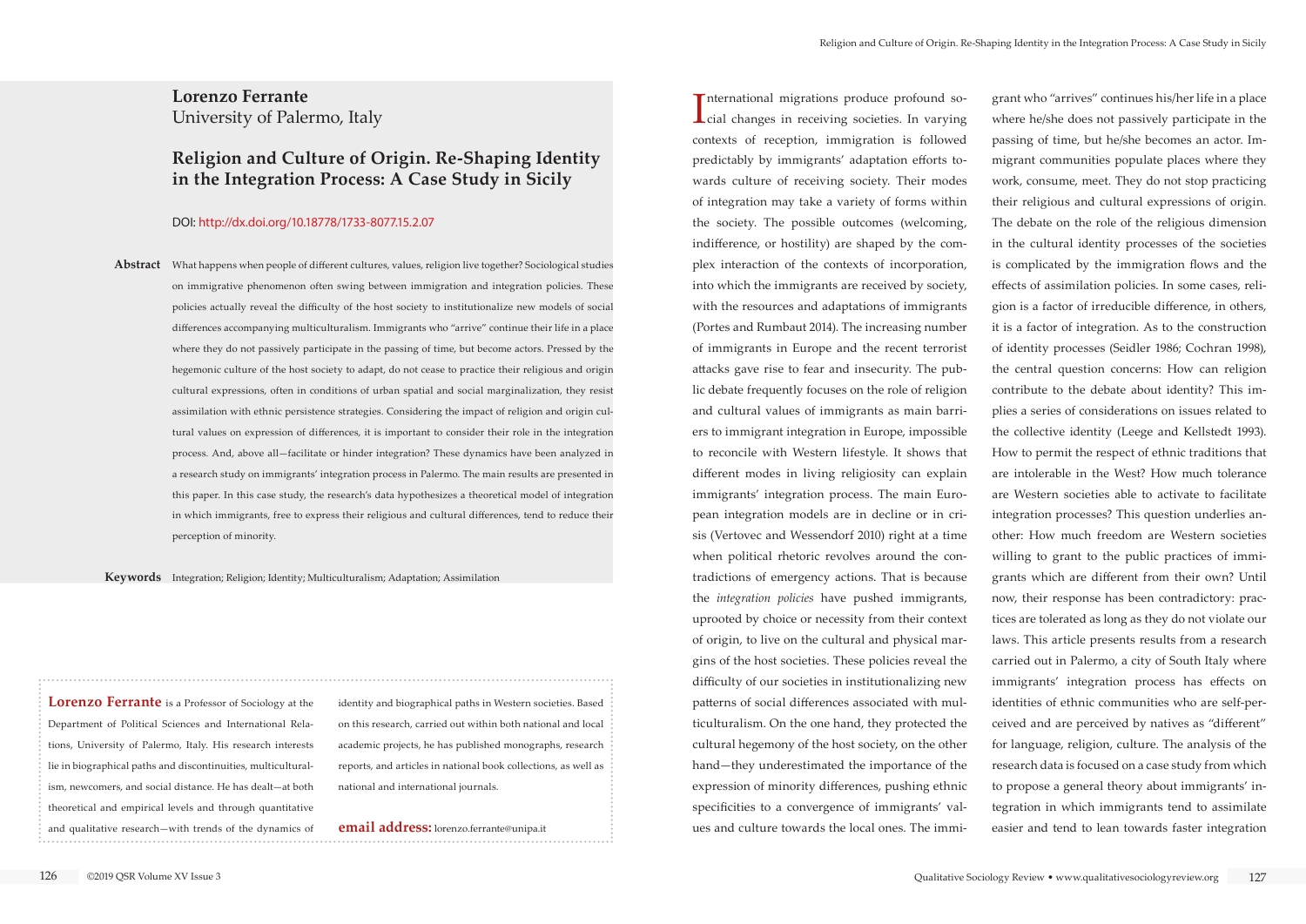**Lorenzo Ferrante**
University of Palermo, Italy

# Religion and Culture of Origin. Re-Shaping Identity in the Integration Process: A Case Study in Sicily

DOI: http://dx.doi.org/10.18778/1733-8077.15.2.07

**Abstract** What happens when people of different cultures, values, religion live together? Sociological studies on immigrative phenomenon often swing between immigration and integration policies. These policies actually reveal the difficulty of the host society to institutionalize new models of social differences accompanying multiculturalism. Immigrants who "arrive" continue their life in a place where they do not passively participate in the passing of time, but become actors. Pressed by the hegemonic culture of the host society to adapt, do not cease to practice their religious and origin cultural expressions, often in conditions of urban spatial and social marginalization, they resist assimilation with ethnic persistence strategies. Considering the impact of religion and origin cultural values on expression of differences, it is important to consider their role in the integration process. And, above all—facilitate or hinder integration? These dynamics have been analyzed in a research study on immigrants' integration process in Palermo. The main results are presented in this paper. In this case study, the research's data hypothesizes a theoretical model of integration in which immigrants, free to express their religious and cultural differences, tend to reduce their perception of minority.

**Keywords** Integration; Religion; Identity; Multiculturalism; Adaptation; Assimilation

**Lorenzo Ferrante** is a Professor of Sociology at the Department of Political Sciences and International Relations, University of Palermo, Italy. His research interests lie in biographical paths and discontinuities, multiculturalism, newcomers, and social distance. He has dealt—at both theoretical and empirical levels and through quantitative and qualitative research—with trends of the dynamics of identity and biographical paths in Western societies. Based on this research, carried out within both national and local academic projects, he has published monographs, research reports, and articles in national book collections, as well as national and international journals.

**email address:** lorenzo.ferrante@unipa.it

International migrations produce profound social changes in receiving societies. In varying contexts of reception, immigration is followed predictably by immigrants' adaptation efforts towards culture of receiving society. Their modes of integration may take a variety of forms within the society. The possible outcomes (welcoming, indifference, or hostility) are shaped by the complex interaction of the contexts of incorporation, into which the immigrants are received by society, with the resources and adaptations of immigrants (Portes and Rumbaut 2014). The increasing number of immigrants in Europe and the recent terrorist attacks gave rise to fear and insecurity. The public debate frequently focuses on the role of religion and cultural values of immigrants as main barriers to immigrant integration in Europe, impossible to reconcile with Western lifestyle. It shows that different modes in living religiosity can explain immigrants' integration process. The main European integration models are in decline or in crisis (Vertovec and Wessendorf 2010) right at a time when political rhetoric revolves around the contradictions of emergency actions. That is because the *integration policies* have pushed immigrants, uprooted by choice or necessity from their context of origin, to live on the cultural and physical margins of the host societies. These policies reveal the difficulty of our societies in institutionalizing new patterns of social differences associated with multiculturalism. On the one hand, they protected the cultural hegemony of the host society, on the other hand—they underestimated the importance of the expression of minority differences, pushing ethnic specificities to a convergence of immigrants' values and culture towards the local ones. The immigrant who "arrives" continues his/her life in a place where he/she does not passively participate in the passing of time, but he/she becomes an actor. Immigrant communities populate places where they work, consume, meet. They do not stop practicing their religious and cultural expressions of origin. The debate on the role of the religious dimension in the cultural identity processes of the societies is complicated by the immigration flows and the effects of assimilation policies. In some cases, religion is a factor of irreducible difference, in others, it is a factor of integration. As to the construction of identity processes (Seidler 1986; Cochran 1998), the central question concerns: How can religion contribute to the debate about identity? This implies a series of considerations on issues related to the collective identity (Leege and Kellstedt 1993). How to permit the respect of ethnic traditions that are intolerable in the West? How much tolerance are Western societies able to activate to facilitate integration processes? This question underlies another: How much freedom are Western societies willing to grant to the public practices of immigrants which are different from their own? Until now, their response has been contradictory: practices are tolerated as long as they do not violate our laws. This article presents results from a research carried out in Palermo, a city of South Italy where immigrants' integration process has effects on identities of ethnic communities who are self-perceived and are perceived by natives as "different" for language, religion, culture. The analysis of the research data is focused on a case study from which to propose a general theory about immigrants' integration in which immigrants tend to assimilate easier and tend to lean towards faster integration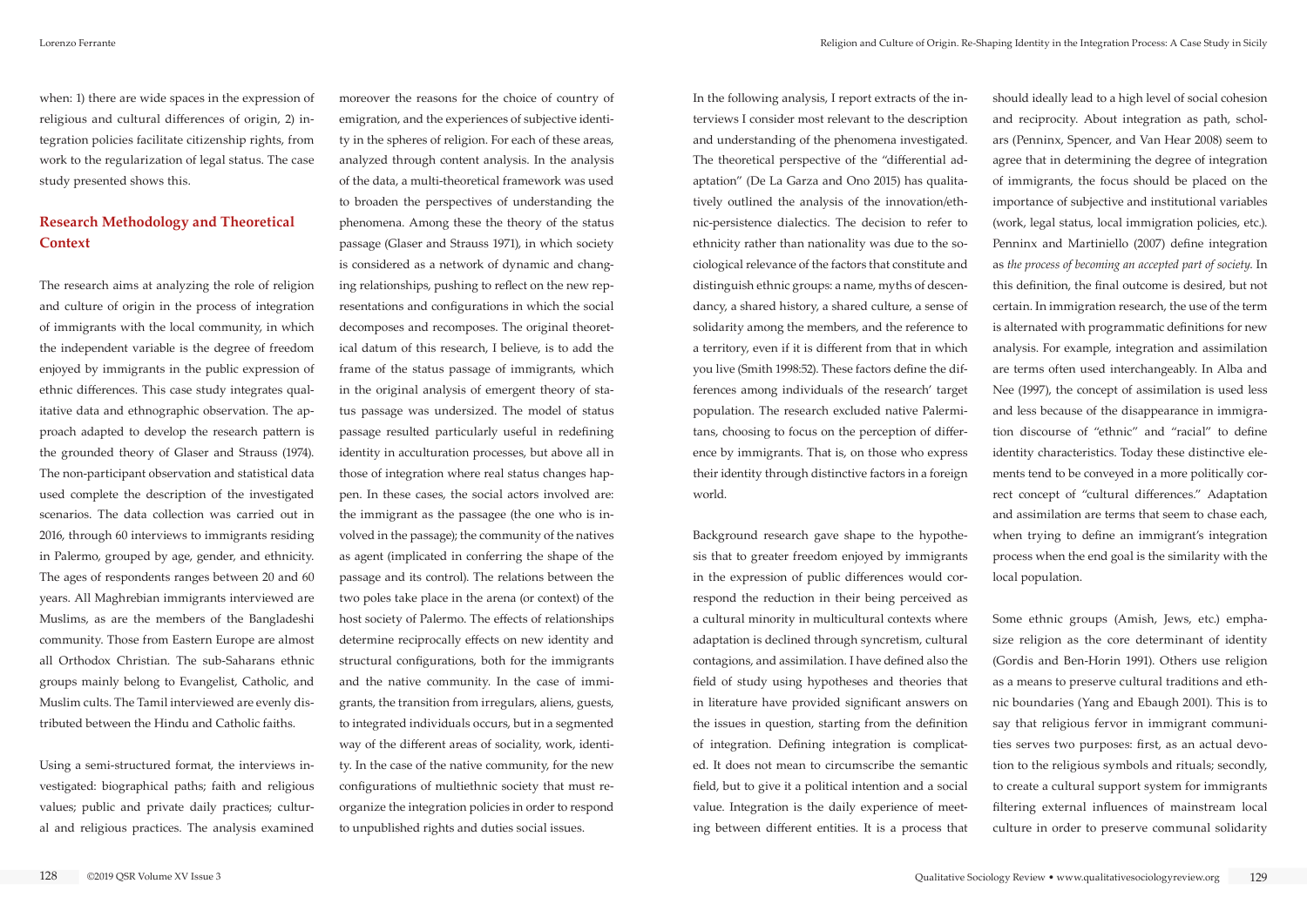when: 1) there are wide spaces in the expression of religious and cultural differences of origin, 2) integration policies facilitate citizenship rights, from work to the regularization of legal status. The case study presented shows this.

## Research Methodology and Theoretical Context

The research aims at analyzing the role of religion and culture of origin in the process of integration of immigrants with the local community, in which the independent variable is the degree of freedom enjoyed by immigrants in the public expression of ethnic differences. This case study integrates qualitative data and ethnographic observation. The approach adapted to develop the research pattern is the grounded theory of Glaser and Strauss (1974). The non-participant observation and statistical data used complete the description of the investigated scenarios. The data collection was carried out in 2016, through 60 interviews to immigrants residing in Palermo, grouped by age, gender, and ethnicity. The ages of respondents ranges between 20 and 60 years. All Maghrebian immigrants interviewed are Muslims, as are the members of the Bangladeshi community. Those from Eastern Europe are almost all Orthodox Christian. The sub-Saharans ethnic groups mainly belong to Evangelist, Catholic, and Muslim cults. The Tamil interviewed are evenly distributed between the Hindu and Catholic faiths.

Using a semi-structured format, the interviews investigated: biographical paths; faith and religious values; public and private daily practices; cultural and religious practices. The analysis examined moreover the reasons for the choice of country of emigration, and the experiences of subjective identity in the spheres of religion. For each of these areas, analyzed through content analysis. In the analysis of the data, a multi-theoretical framework was used to broaden the perspectives of understanding the phenomena. Among these the theory of the status passage (Glaser and Strauss 1971), in which society is considered as a network of dynamic and changing relationships, pushing to reflect on the new representations and configurations in which the social decomposes and recomposes. The original theoretical datum of this research, I believe, is to add the frame of the status passage of immigrants, which in the original analysis of emergent theory of status passage was undersized. The model of status passage resulted particularly useful in redefining identity in acculturation processes, but above all in those of integration where real status changes happen. In these cases, the social actors involved are: the immigrant as the passagee (the one who is involved in the passage); the community of the natives as agent (implicated in conferring the shape of the passage and its control). The relations between the two poles take place in the arena (or context) of the host society of Palermo. The effects of relationships determine reciprocally effects on new identity and structural configurations, both for the immigrants and the native community. In the case of immigrants, the transition from irregulars, aliens, guests, to integrated individuals occurs, but in a segmented way of the different areas of sociality, work, identity. In the case of the native community, for the new configurations of multiethnic society that must reorganize the integration policies in order to respond to unpublished rights and duties social issues.

In the following analysis, I report extracts of the interviews I consider most relevant to the description and understanding of the phenomena investigated. The theoretical perspective of the "differential adaptation" (De La Garza and Ono 2015) has qualitatively outlined the analysis of the innovation/ethnic-persistence dialectics. The decision to refer to ethnicity rather than nationality was due to the sociological relevance of the factors that constitute and distinguish ethnic groups: a name, myths of descendancy, a shared history, a shared culture, a sense of solidarity among the members, and the reference to a territory, even if it is different from that in which you live (Smith 1998:52). These factors define the differences among individuals of the research' target population. The research excluded native Palermitans, choosing to focus on the perception of difference by immigrants. That is, on those who express their identity through distinctive factors in a foreign world.

Background research gave shape to the hypothesis that to greater freedom enjoyed by immigrants in the expression of public differences would correspond the reduction in their being perceived as a cultural minority in multicultural contexts where adaptation is declined through syncretism, cultural contagions, and assimilation. I have defined also the field of study using hypotheses and theories that in literature have provided significant answers on the issues in question, starting from the definition of integration. Defining integration is complicated. It does not mean to circumscribe the semantic field, but to give it a political intention and a social value. Integration is the daily experience of meeting between different entities. It is a process that should ideally lead to a high level of social cohesion and reciprocity. About integration as path, scholars (Penninx, Spencer, and Van Hear 2008) seem to agree that in determining the degree of integration of immigrants, the focus should be placed on the importance of subjective and institutional variables (work, legal status, local immigration policies, etc.). Penninx and Martiniello (2007) define integration as *the process of becoming an accepted part of society*. In this definition, the final outcome is desired, but not certain. In immigration research, the use of the term is alternated with programmatic definitions for new analysis. For example, integration and assimilation are terms often used interchangeably. In Alba and Nee (1997), the concept of assimilation is used less and less because of the disappearance in immigration discourse of "ethnic" and "racial" to define identity characteristics. Today these distinctive elements tend to be conveyed in a more politically correct concept of "cultural differences." Adaptation and assimilation are terms that seem to chase each, when trying to define an immigrant's integration process when the end goal is the similarity with the local population.

Some ethnic groups (Amish, Jews, etc.) emphasize religion as the core determinant of identity (Gordis and Ben-Horin 1991). Others use religion as a means to preserve cultural traditions and ethnic boundaries (Yang and Ebaugh 2001). This is to say that religious fervor in immigrant communities serves two purposes: first, as an actual devotion to the religious symbols and rituals; secondly, to create a cultural support system for immigrants filtering external influences of mainstream local culture in order to preserve communal solidarity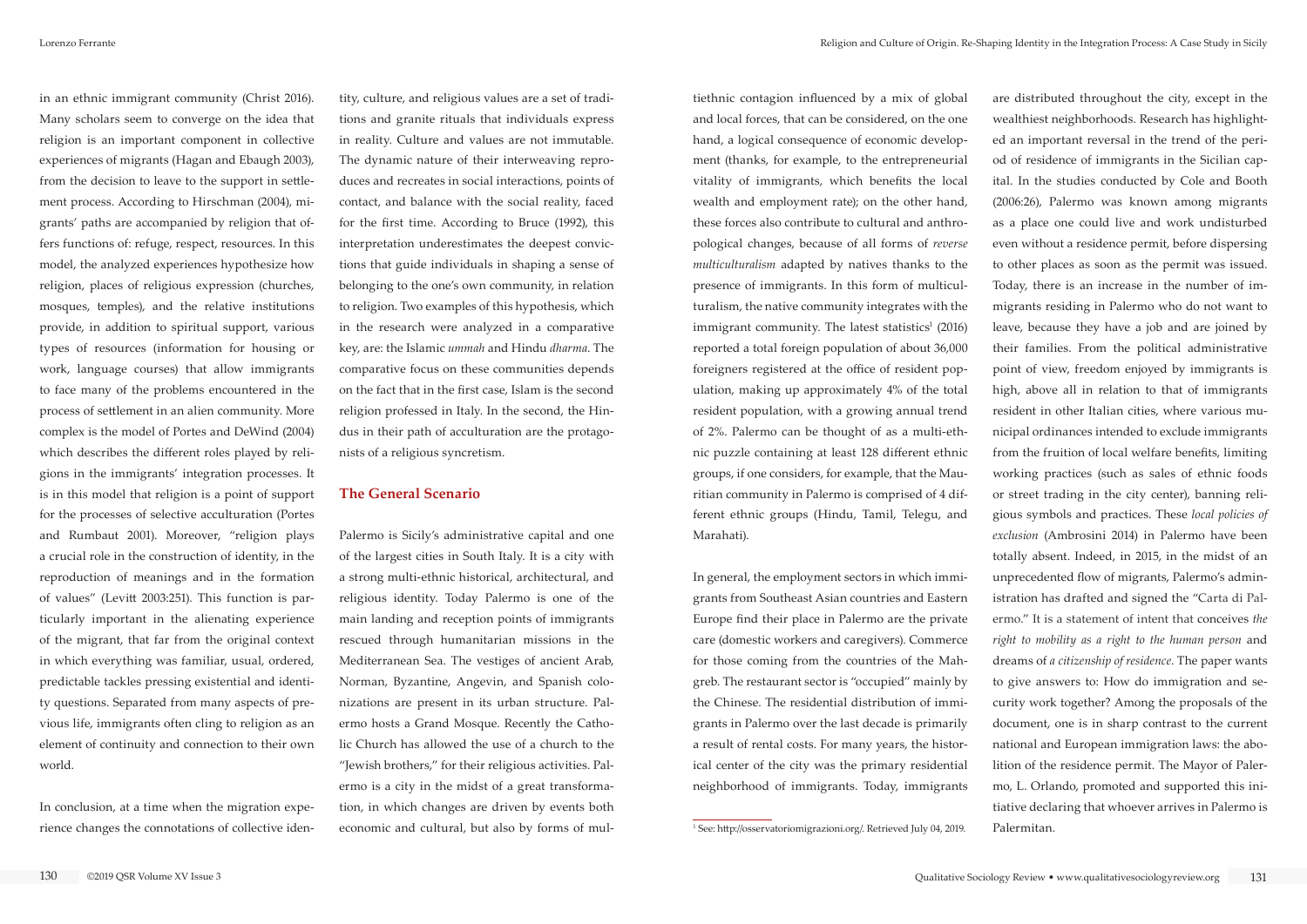in an ethnic immigrant community (Christ 2016). Many scholars seem to converge on the idea that religion is an important component in collective experiences of migrants (Hagan and Ebaugh 2003), from the decision to leave to the support in settlement process. According to Hirschman (2004), migrants' paths are accompanied by religion that offers functions of: refuge, respect, resources. In this model, the analyzed experiences hypothesize how religion, places of religious expression (churches, mosques, temples), and the relative institutions provide, in addition to spiritual support, various types of resources (information for housing or work, language courses) that allow immigrants to face many of the problems encountered in the process of settlement in an alien community. More complex is the model of Portes and DeWind (2004) which describes the different roles played by religions in the immigrants' integration processes. It is in this model that religion is a point of support for the processes of selective acculturation (Portes and Rumbaut 2001). Moreover, "religion plays a crucial role in the construction of identity, in the reproduction of meanings and in the formation of values" (Levitt 2003:251). This function is particularly important in the alienating experience of the migrant, that far from the original context in which everything was familiar, usual, ordered, predictable tackles pressing existential and identity questions. Separated from many aspects of previous life, immigrants often cling to religion as an element of continuity and connection to their own world.

In conclusion, at a time when the migration experience changes the connotations of collective identity, culture, and religious values are a set of traditions and granite rituals that individuals express in reality. Culture and values are not immutable. The dynamic nature of their interweaving reproduces and recreates in social interactions, points of contact, and balance with the social reality, faced for the first time. According to Bruce (1992), this interpretation underestimates the deepest convictions that guide individuals in shaping a sense of belonging to the one's own community, in relation to religion. Two examples of this hypothesis, which in the research were analyzed in a comparative key, are: the Islamic *ummah* and Hindu *dharma*. The comparative focus on these communities depends on the fact that in the first case, Islam is the second religion professed in Italy. In the second, the Hindus in their path of acculturation are the protagonists of a religious syncretism.

## The General Scenario

Palermo is Sicily's administrative capital and one of the largest cities in South Italy. It is a city with a strong multi-ethnic historical, architectural, and religious identity. Today Palermo is one of the main landing and reception points of immigrants rescued through humanitarian missions in the Mediterranean Sea. The vestiges of ancient Arab, Norman, Byzantine, Angevin, and Spanish colonizations are present in its urban structure. Palermo hosts a Grand Mosque. Recently the Catholic Church has allowed the use of a church to the "Jewish brothers," for their religious activities. Palermo is a city in the midst of a great transformation, in which changes are driven by events both economic and cultural, but also by forms of multiethnic contagion influenced by a mix of global and local forces, that can be considered, on the one hand, a logical consequence of economic development (thanks, for example, to the entrepreneurial vitality of immigrants, which benefits the local wealth and employment rate); on the other hand, these forces also contribute to cultural and anthropological changes, because of all forms of *reverse multiculturalism* adapted by natives thanks to the presence of immigrants. In this form of multiculturalism, the native community integrates with the immigrant community. The latest statistics[1] (2016) reported a total foreign population of about 36,000 foreigners registered at the office of resident population, making up approximately 4% of the total resident population, with a growing annual trend of 2%. Palermo can be thought of as a multi-ethnic puzzle containing at least 128 different ethnic groups, if one considers, for example, that the Mauritian community in Palermo is comprised of 4 different ethnic groups (Hindu, Tamil, Telegu, and Marahati).

In general, the employment sectors in which immigrants from Southeast Asian countries and Eastern Europe find their place in Palermo are the private care (domestic workers and caregivers). Commerce for those coming from the countries of the Mahgreb. The restaurant sector is "occupied" mainly by the Chinese. The residential distribution of immigrants in Palermo over the last decade is primarily a result of rental costs. For many years, the historical center of the city was the primary residential neighborhood of immigrants. Today, immigrants are distributed throughout the city, except in the wealthiest neighborhoods. Research has highlighted an important reversal in the trend of the period of residence of immigrants in the Sicilian capital. In the studies conducted by Cole and Booth (2006:26), Palermo was known among migrants as a place one could live and work undisturbed even without a residence permit, before dispersing to other places as soon as the permit was issued. Today, there is an increase in the number of immigrants residing in Palermo who do not want to leave, because they have a job and are joined by their families. From the political administrative point of view, freedom enjoyed by immigrants is high, above all in relation to that of immigrants resident in other Italian cities, where various municipal ordinances intended to exclude immigrants from the fruition of local welfare benefits, limiting working practices (such as sales of ethnic foods or street trading in the city center), banning religious symbols and practices. These *local policies of exclusion* (Ambrosini 2014) in Palermo have been totally absent. Indeed, in 2015, in the midst of an unprecedented flow of migrants, Palermo's administration has drafted and signed the "Carta di Palermo." It is a statement of intent that conceives *the right to mobility as a right to the human person* and dreams of *a citizenship of residence*. The paper wants to give answers to: How do immigration and security work together? Among the proposals of the document, one is in sharp contrast to the current national and European immigration laws: the abolition of the residence permit. The Mayor of Palermo, L. Orlando, promoted and supported this initiative declaring that whoever arrives in Palermo is Palermitan.

[1] See: http://osservatoriomigrazioni.org/. Retrieved July 04, 2019.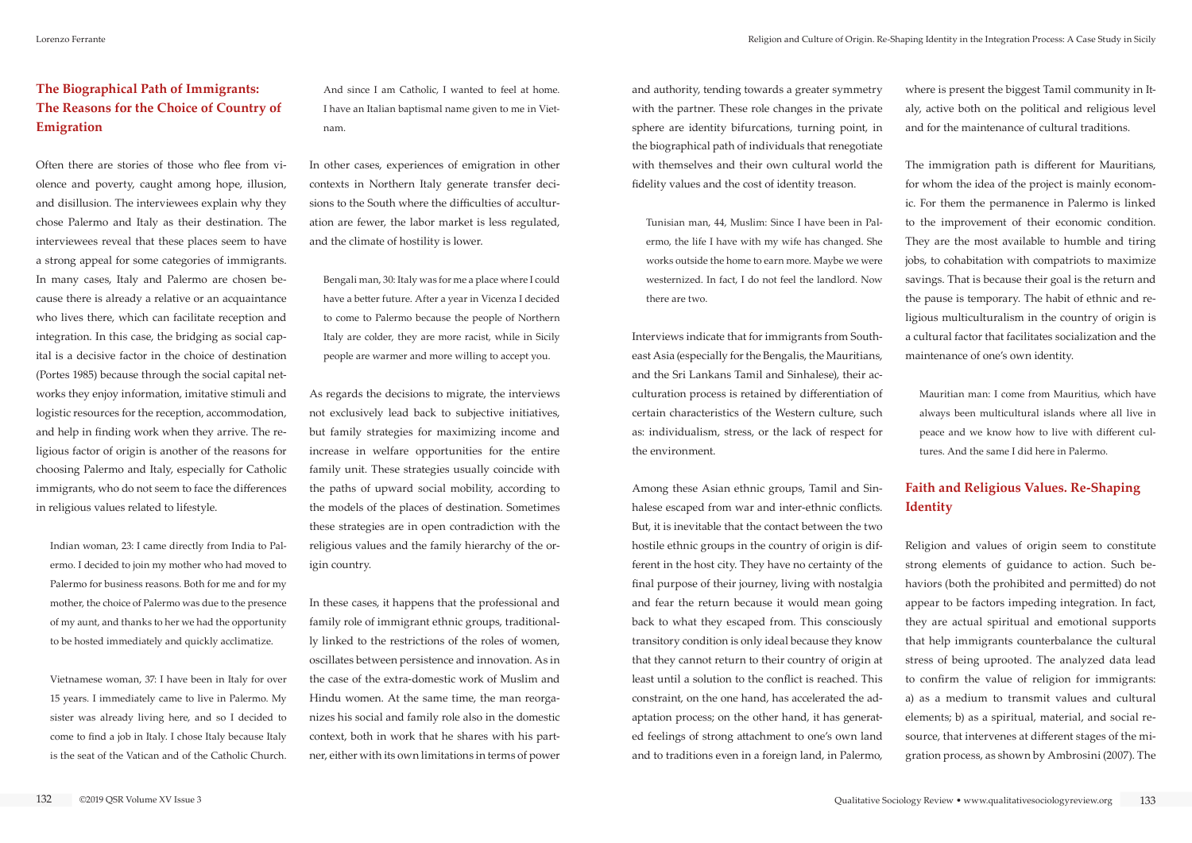## The Biographical Path of Immigrants: The Reasons for the Choice of Country of Emigration

Often there are stories of those who flee from violence and poverty, caught among hope, illusion, and disillusion. The interviewees explain why they chose Palermo and Italy as their destination. The interviewees reveal that these places seem to have a strong appeal for some categories of immigrants. In many cases, Italy and Palermo are chosen because there is already a relative or an acquaintance who lives there, which can facilitate reception and integration. In this case, the bridging as social capital is a decisive factor in the choice of destination (Portes 1985) because through the social capital networks they enjoy information, imitative stimuli and logistic resources for the reception, accommodation, and help in finding work when they arrive. The religious factor of origin is another of the reasons for choosing Palermo and Italy, especially for Catholic immigrants, who do not seem to face the differences in religious values related to lifestyle.

> Indian woman, 23: I came directly from India to Palermo. I decided to join my mother who had moved to Palermo for business reasons. Both for me and for my mother, the choice of Palermo was due to the presence of my aunt, and thanks to her we had the opportunity to be hosted immediately and quickly acclimatize.

> Vietnamese woman, 37: I have been in Italy for over 15 years. I immediately came to live in Palermo. My sister was already living here, and so I decided to come to find a job in Italy. I chose Italy because Italy is the seat of the Vatican and of the Catholic Church. And since I am Catholic, I wanted to feel at home. I have an Italian baptismal name given to me in Vietnam.

In other cases, experiences of emigration in other contexts in Northern Italy generate transfer decisions to the South where the difficulties of acculturation are fewer, the labor market is less regulated, and the climate of hostility is lower.

> Bengali man, 30: Italy was for me a place where I could have a better future. After a year in Vicenza I decided to come to Palermo because the people of Northern Italy are colder, they are more racist, while in Sicily people are warmer and more willing to accept you.

As regards the decisions to migrate, the interviews not exclusively lead back to subjective initiatives, but family strategies for maximizing income and increase in welfare opportunities for the entire family unit. These strategies usually coincide with the paths of upward social mobility, according to the models of the places of destination. Sometimes these strategies are in open contradiction with the religious values and the family hierarchy of the origin country.

In these cases, it happens that the professional and family role of immigrant ethnic groups, traditionally linked to the restrictions of the roles of women, oscillates between persistence and innovation. As in the case of the extra-domestic work of Muslim and Hindu women. At the same time, the man reorganizes his social and family role also in the domestic context, both in work that he shares with his partner, either with its own limitations in terms of power and authority, tending towards a greater symmetry with the partner. These role changes in the private sphere are identity bifurcations, turning point, in the biographical path of individuals that renegotiate with themselves and their own cultural world the fidelity values and the cost of identity treason.

> Tunisian man, 44, Muslim: Since I have been in Palermo, the life I have with my wife has changed. She works outside the home to earn more. Maybe we were westernized. In fact, I do not feel the landlord. Now there are two.

Interviews indicate that for immigrants from Southeast Asia (especially for the Bengalis, the Mauritians, and the Sri Lankans Tamil and Sinhalese), their acculturation process is retained by differentiation of certain characteristics of the Western culture, such as: individualism, stress, or the lack of respect for the environment.

Among these Asian ethnic groups, Tamil and Sinhalese escaped from war and inter-ethnic conflicts. But, it is inevitable that the contact between the two hostile ethnic groups in the country of origin is different in the host city. They have no certainty of the final purpose of their journey, living with nostalgia and fear the return because it would mean going back to what they escaped from. This consciously transitory condition is only ideal because they know that they cannot return to their country of origin at least until a solution to the conflict is reached. This constraint, on the one hand, has accelerated the adaptation process; on the other hand, it has generated feelings of strong attachment to one's own land and to traditions even in a foreign land, in Palermo, where is present the biggest Tamil community in Italy, active both on the political and religious level and for the maintenance of cultural traditions.

The immigration path is different for Mauritians, for whom the idea of the project is mainly economic. For them the permanence in Palermo is linked to the improvement of their economic condition. They are the most available to humble and tiring jobs, to cohabitation with compatriots to maximize savings. That is because their goal is the return and the pause is temporary. The habit of ethnic and religious multiculturalism in the country of origin is a cultural factor that facilitates socialization and the maintenance of one's own identity.

> Mauritian man: I come from Mauritius, which have always been multicultural islands where all live in peace and we know how to live with different cultures. And the same I did here in Palermo.

## Faith and Religious Values. Re-Shaping Identity

Religion and values of origin seem to constitute strong elements of guidance to action. Such behaviors (both the prohibited and permitted) do not appear to be factors impeding integration. In fact, they are actual spiritual and emotional supports that help immigrants counterbalance the cultural stress of being uprooted. The analyzed data lead to confirm the value of religion for immigrants: a) as a medium to transmit values and cultural elements; b) as a spiritual, material, and social resource, that intervenes at different stages of the migration process, as shown by Ambrosini (2007). The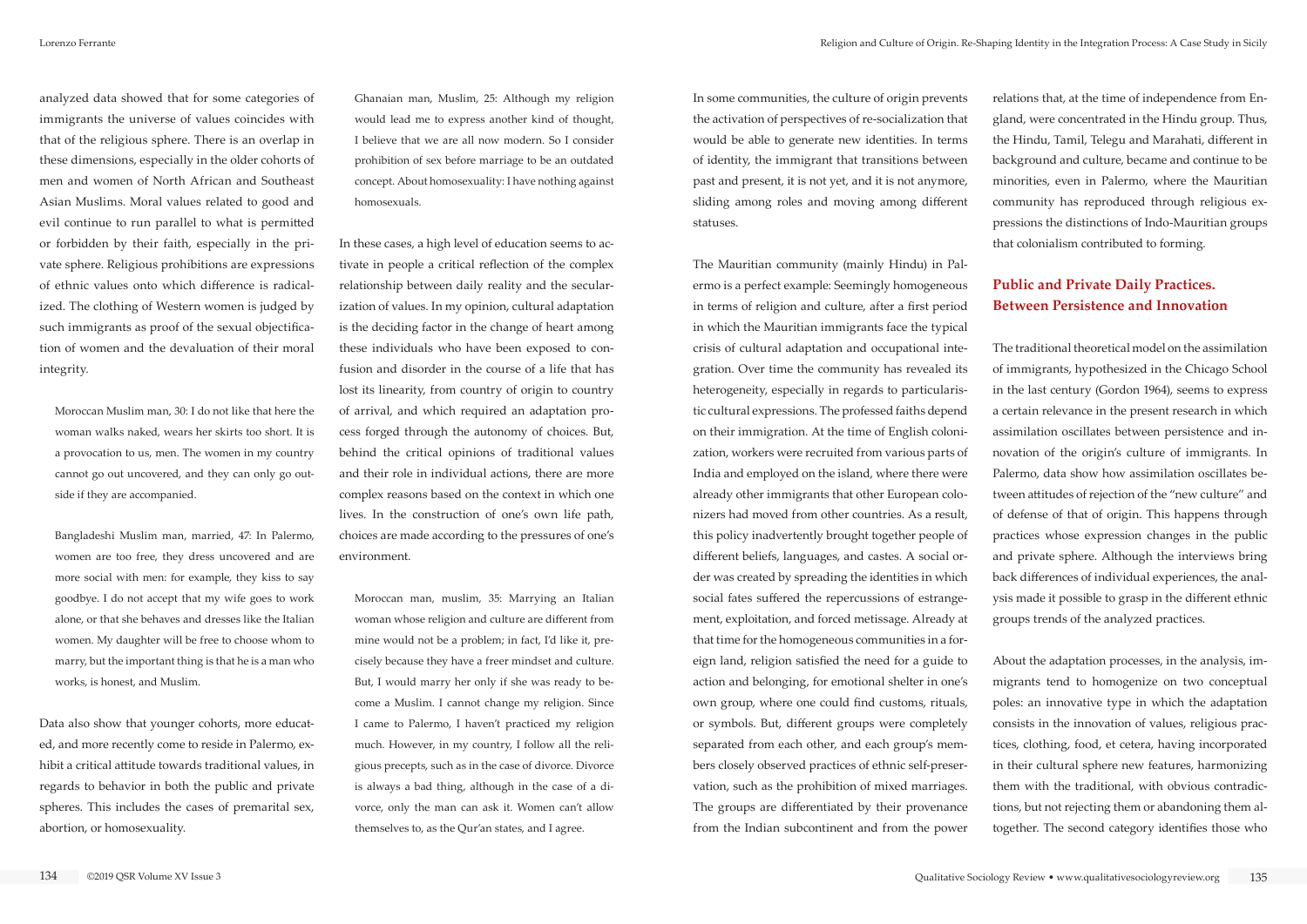analyzed data showed that for some categories of immigrants the universe of values coincides with that of the religious sphere. There is an overlap in these dimensions, especially in the older cohorts of men and women of North African and Southeast Asian Muslims. Moral values related to good and evil continue to run parallel to what is permitted or forbidden by their faith, especially in the private sphere. Religious prohibitions are expressions of ethnic values onto which difference is radicalized. The clothing of Western women is judged by such immigrants as proof of the sexual objectification of women and the devaluation of their moral integrity.

> Moroccan Muslim man, 30: I do not like that here the woman walks naked, wears her skirts too short. It is a provocation to us, men. The women in my country cannot go out uncovered, and they can only go outside if they are accompanied.

> Bangladeshi Muslim man, married, 47: In Palermo, women are too free, they dress uncovered and are more social with men: for example, they kiss to say goodbye. I do not accept that my wife goes to work alone, or that she behaves and dresses like the Italian women. My daughter will be free to choose whom to marry, but the important thing is that he is a man who works, is honest, and Muslim.

Data also show that younger cohorts, more educated, and more recently come to reside in Palermo, exhibit a critical attitude towards traditional values, in regards to behavior in both the public and private spheres. This includes the cases of premarital sex, abortion, or homosexuality.

> Ghanaian man, Muslim, 25: Although my religion would lead me to express another kind of thought, I believe that we are all now modern. So I consider prohibition of sex before marriage to be an outdated concept. About homosexuality: I have nothing against homosexuals.

In these cases, a high level of education seems to activate in people a critical reflection of the complex relationship between daily reality and the secularization of values. In my opinion, cultural adaptation is the deciding factor in the change of heart among these individuals who have been exposed to confusion and disorder in the course of a life that has lost its linearity, from country of origin to country of arrival, and which required an adaptation process forged through the autonomy of choices. But, behind the critical opinions of traditional values and their role in individual actions, there are more complex reasons based on the context in which one lives. In the construction of one's own life path, choices are made according to the pressures of one's environment.

> Moroccan man, muslim, 35: Marrying an Italian woman whose religion and culture are different from mine would not be a problem; in fact, I'd like it, precisely because they have a freer mindset and culture. But, I would marry her only if she was ready to become a Muslim. I cannot change my religion. Since I came to Palermo, I haven't practiced my religion much. However, in my country, I follow all the religious precepts, such as in the case of divorce. Divorce is always a bad thing, although in the case of a divorce, only the man can ask it. Women can't allow themselves to, as the Qur'an states, and I agree.

In some communities, the culture of origin prevents the activation of perspectives of re-socialization that would be able to generate new identities. In terms of identity, the immigrant that transitions between past and present, it is not yet, and it is not anymore, sliding among roles and moving among different statuses.

The Mauritian community (mainly Hindu) in Palermo is a perfect example: Seemingly homogeneous in terms of religion and culture, after a first period in which the Mauritian immigrants face the typical crisis of cultural adaptation and occupational integration. Over time the community has revealed its heterogeneity, especially in regards to particularistic cultural expressions. The professed faiths depend on their immigration. At the time of English colonization, workers were recruited from various parts of India and employed on the island, where there were already other immigrants that other European colonizers had moved from other countries. As a result, this policy inadvertently brought together people of different beliefs, languages, and castes. A social order was created by spreading the identities in which social fates suffered the repercussions of estrangement, exploitation, and forced metissage. Already at that time for the homogeneous communities in a foreign land, religion satisfied the need for a guide to action and belonging, for emotional shelter in one's own group, where one could find customs, rituals, or symbols. But, different groups were completely separated from each other, and each group's members closely observed practices of ethnic self-preservation, such as the prohibition of mixed marriages. The groups are differentiated by their provenance from the Indian subcontinent and from the power relations that, at the time of independence from England, were concentrated in the Hindu group. Thus, the Hindu, Tamil, Telegu and Marahati, different in background and culture, became and continue to be minorities, even in Palermo, where the Mauritian community has reproduced through religious expressions the distinctions of Indo-Mauritian groups that colonialism contributed to forming.

## Public and Private Daily Practices. Between Persistence and Innovation

The traditional theoretical model on the assimilation of immigrants, hypothesized in the Chicago School in the last century (Gordon 1964), seems to express a certain relevance in the present research in which assimilation oscillates between persistence and innovation of the origin's culture of immigrants. In Palermo, data show how assimilation oscillates between attitudes of rejection of the "new culture" and of defense of that of origin. This happens through practices whose expression changes in the public and private sphere. Although the interviews bring back differences of individual experiences, the analysis made it possible to grasp in the different ethnic groups trends of the analyzed practices.

About the adaptation processes, in the analysis, immigrants tend to homogenize on two conceptual poles: an innovative type in which the adaptation consists in the innovation of values, religious practices, clothing, food, et cetera, having incorporated in their cultural sphere new features, harmonizing them with the traditional, with obvious contradictions, but not rejecting them or abandoning them altogether. The second category identifies those who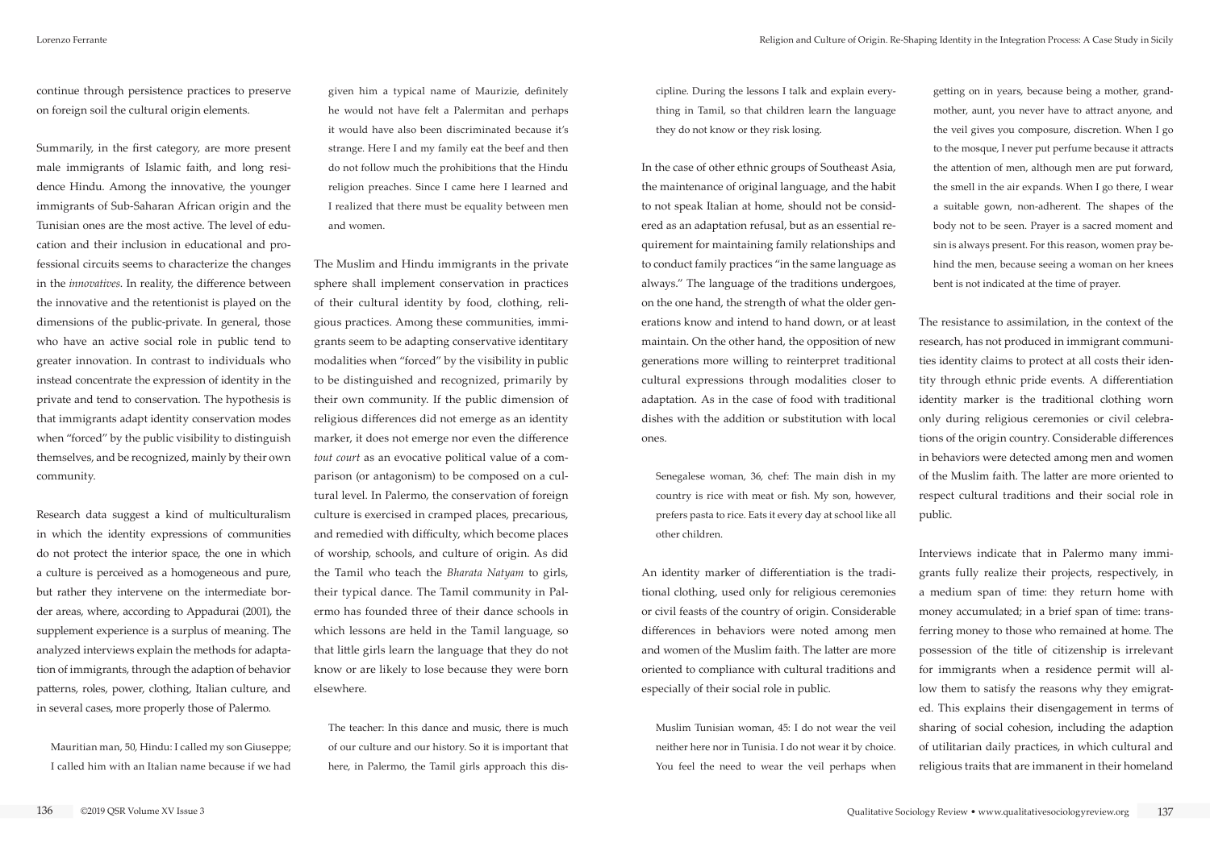continue through persistence practices to preserve on foreign soil the cultural origin elements.

Summarily, in the first category, are more present male immigrants of Islamic faith, and long residence Hindu. Among the innovative, the younger immigrants of Sub-Saharan African origin and the Tunisian ones are the most active. The level of education and their inclusion in educational and professional circuits seems to characterize the changes in the *innovatives*. In reality, the difference between the innovative and the retentionist is played on the dimensions of the public-private. In general, those who have an active social role in public tend to greater innovation. In contrast to individuals who instead concentrate the expression of identity in the private and tend to conservation. The hypothesis is that immigrants adapt identity conservation modes when "forced" by the public visibility to distinguish themselves, and be recognized, mainly by their own community.

Research data suggest a kind of multiculturalism in which the identity expressions of communities do not protect the interior space, the one in which a culture is perceived as a homogeneous and pure, but rather they intervene on the intermediate border areas, where, according to Appadurai (2001), the supplement experience is a surplus of meaning. The analyzed interviews explain the methods for adaptation of immigrants, through the adaption of behavior patterns, roles, power, clothing, Italian culture, and in several cases, more properly those of Palermo.

> Mauritian man, 50, Hindu: I called my son Giuseppe; I called him with an Italian name because if we had given him a typical name of Maurizie, definitely he would not have felt a Palermitan and perhaps it would have also been discriminated because it's strange. Here I and my family eat the beef and then do not follow much the prohibitions that the Hindu religion preaches. Since I came here I learned and I realized that there must be equality between men and women.

The Muslim and Hindu immigrants in the private sphere shall implement conservation in practices of their cultural identity by food, clothing, religious practices. Among these communities, immigrants seem to be adapting conservative identitary modalities when "forced" by the visibility in public to be distinguished and recognized, primarily by their own community. If the public dimension of religious differences did not emerge as an identity marker, it does not emerge nor even the difference *tout court* as an evocative political value of a comparison (or antagonism) to be composed on a cultural level. In Palermo, the conservation of foreign culture is exercised in cramped places, precarious, and remedied with difficulty, which become places of worship, schools, and culture of origin. As did the Tamil who teach the *Bharata Natyam* to girls, their typical dance. The Tamil community in Palermo has founded three of their dance schools in which lessons are held in the Tamil language, so that little girls learn the language that they do not know or are likely to lose because they were born elsewhere.

> The teacher: In this dance and music, there is much of our culture and our history. So it is important that here, in Palermo, the Tamil girls approach this discipline. During the lessons I talk and explain everything in Tamil, so that children learn the language they do not know or they risk losing.

In the case of other ethnic groups of Southeast Asia, the maintenance of original language, and the habit to not speak Italian at home, should not be considered as an adaptation refusal, but as an essential requirement for maintaining family relationships and to conduct family practices "in the same language as always." The language of the traditions undergoes, on the one hand, the strength of what the older generations know and intend to hand down, or at least maintain. On the other hand, the opposition of new generations more willing to reinterpret traditional cultural expressions through modalities closer to adaptation. As in the case of food with traditional dishes with the addition or substitution with local ones.

> Senegalese woman, 36, chef: The main dish in my country is rice with meat or fish. My son, however, prefers pasta to rice. Eats it every day at school like all other children.

An identity marker of differentiation is the traditional clothing, used only for religious ceremonies or civil feasts of the country of origin. Considerable differences in behaviors were noted among men and women of the Muslim faith. The latter are more oriented to compliance with cultural traditions and especially of their social role in public.

> Muslim Tunisian woman, 45: I do not wear the veil neither here nor in Tunisia. I do not wear it by choice. You feel the need to wear the veil perhaps when getting on in years, because being a mother, grandmother, aunt, you never have to attract anyone, and the veil gives you composure, discretion. When I go to the mosque, I never put perfume because it attracts the attention of men, although men are put forward, the smell in the air expands. When I go there, I wear a suitable gown, non-adherent. The shapes of the body not to be seen. Prayer is a sacred moment and sin is always present. For this reason, women pray behind the men, because seeing a woman on her knees bent is not indicated at the time of prayer.

The resistance to assimilation, in the context of the research, has not produced in immigrant communities identity claims to protect at all costs their identity through ethnic pride events. A differentiation identity marker is the traditional clothing worn only during religious ceremonies or civil celebrations of the origin country. Considerable differences in behaviors were detected among men and women of the Muslim faith. The latter are more oriented to respect cultural traditions and their social role in public.

Interviews indicate that in Palermo many immigrants fully realize their projects, respectively, in a medium span of time: they return home with money accumulated; in a brief span of time: transferring money to those who remained at home. The possession of the title of citizenship is irrelevant for immigrants when a residence permit will allow them to satisfy the reasons why they emigrated. This explains their disengagement in terms of sharing of social cohesion, including the adaption of utilitarian daily practices, in which cultural and religious traits that are immanent in their homeland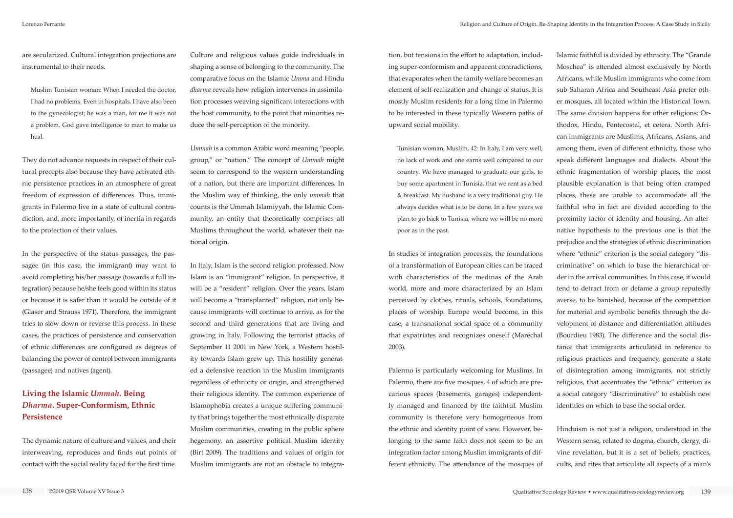are secularized. Cultural integration projections are instrumental to their needs.

> Muslim Tunisian woman: When I needed the doctor, I had no problems. Even in hospitals. I have also been to the gynecologist; he was a man, for me it was not a problem. God gave intelligence to man to make us heal.

They do not advance requests in respect of their cultural precepts also because they have activated ethnic persistence practices in an atmosphere of great freedom of expression of differences. Thus, immigrants in Palermo live in a state of cultural contradiction, and, more importantly, of inertia in regards to the protection of their values.

In the perspective of the status passages, the passagee (in this case, the immigrant) may want to avoid completing his/her passage (towards a full integration) because he/she feels good within its status or because it is safer than it would be outside of it (Glaser and Strauss 1971). Therefore, the immigrant tries to slow down or reverse this process. In these cases, the practices of persistence and conservation of ethnic differences are configured as degrees of balancing the power of control between immigrants (passagee) and natives (agent).

## Living the Islamic *Ummah*. Being *Dharma*. Super-Conformism, Ethnic Persistence

The dynamic nature of culture and values, and their interweaving, reproduces and finds out points of contact with the social reality faced for the first time. Culture and religious values guide individuals in shaping a sense of belonging to the community. The comparative focus on the Islamic *Umma* and Hindu *dharma* reveals how religion intervenes in assimilation processes weaving significant interactions with the host community, to the point that minorities reduce the self-perception of the minority.

*Ummah* is a common Arabic word meaning "people, group," or "nation." The concept of *Ummah* might seem to correspond to the western understanding of a nation, but there are important differences. In the Muslim way of thinking, the only *ummah* that counts is the Ummah Islamiyyah, the Islamic Community, an entity that theoretically comprises all Muslims throughout the world, whatever their national origin.

In Italy, Islam is the second religion professed. Now Islam is an "immigrant" religion. In perspective, it will be a "resident" religion. Over the years, Islam will become a "transplanted" religion, not only because immigrants will continue to arrive, as for the second and third generations that are living and growing in Italy. Following the terrorist attacks of September 11 2001 in New York, a Western hostility towards Islam grew up. This hostility generated a defensive reaction in the Muslim immigrants regardless of ethnicity or origin, and strengthened their religious identity. The common experience of Islamophobia creates a unique suffering community that brings together the most ethnically disparate Muslim communities, creating in the public sphere hegemony, an assertive political Muslim identity (Birt 2009). The traditions and values of origin for Muslim immigrants are not an obstacle to integration, but tensions in the effort to adaptation, including super-conformism and apparent contradictions, that evaporates when the family welfare becomes an element of self-realization and change of status. It is mostly Muslim residents for a long time in Palermo to be interested in these typically Western paths of upward social mobility.

> Tunisian woman, Muslim, 42: In Italy, I am very well, no lack of work and one earns well compared to our country. We have managed to graduate our girls, to buy some apartment in Tunisia, that we rent as a bed & breakfast. My husband is a very traditional guy. He always decides what is to be done. In a few years we plan to go back to Tunisia, where we will be no more poor as in the past.

In studies of integration processes, the foundations of a transformation of European cities can be traced with characteristics of the medinas of the Arab world, more and more characterized by an Islam perceived by clothes, rituals, schools, foundations, places of worship. Europe would become, in this case, a transnational social space of a community that expatriates and recognizes oneself (Maréchal 2003).

Palermo is particularly welcoming for Muslims. In Palermo, there are five mosques, 4 of which are precarious spaces (basements, garages) independently managed and financed by the faithful. Muslim community is therefore very homogeneous from the ethnic and identity point of view. However, belonging to the same faith does not seem to be an integration factor among Muslim immigrants of different ethnicity. The attendance of the mosques of Islamic faithful is divided by ethnicity. The "Grande Moschea" is attended almost exclusively by North Africans, while Muslim immigrants who come from sub-Saharan Africa and Southeast Asia prefer other mosques, all located within the Historical Town. The same division happens for other religions: Orthodox, Hindu, Pentecostal, et cetera. North African immigrants are Muslims, Africans, Asians, and among them, even of different ethnicity, those who speak different languages and dialects. About the ethnic fragmentation of worship places, the most plausible explanation is that being often cramped places, these are unable to accommodate all the faithful who in fact are divided according to the proximity factor of identity and housing. An alternative hypothesis to the previous one is that the prejudice and the strategies of ethnic discrimination where "ethnic" criterion is the social category "discriminative" on which to base the hierarchical order in the arrival communities. In this case, it would tend to detract from or defame a group reputedly averse, to be banished, because of the competition for material and symbolic benefits through the development of distance and differentiation attitudes (Bourdieu 1983). The difference and the social distance that immigrants articulated in reference to religious practices and frequency, generate a state of disintegration among immigrants, not strictly religious, that accentuates the "ethnic" criterion as a social category "discriminative" to establish new identities on which to base the social order.

Hinduism is not just a religion, understood in the Western sense, related to dogma, church, clergy, divine revelation, but it is a set of beliefs, practices, cults, and rites that articulate all aspects of a man's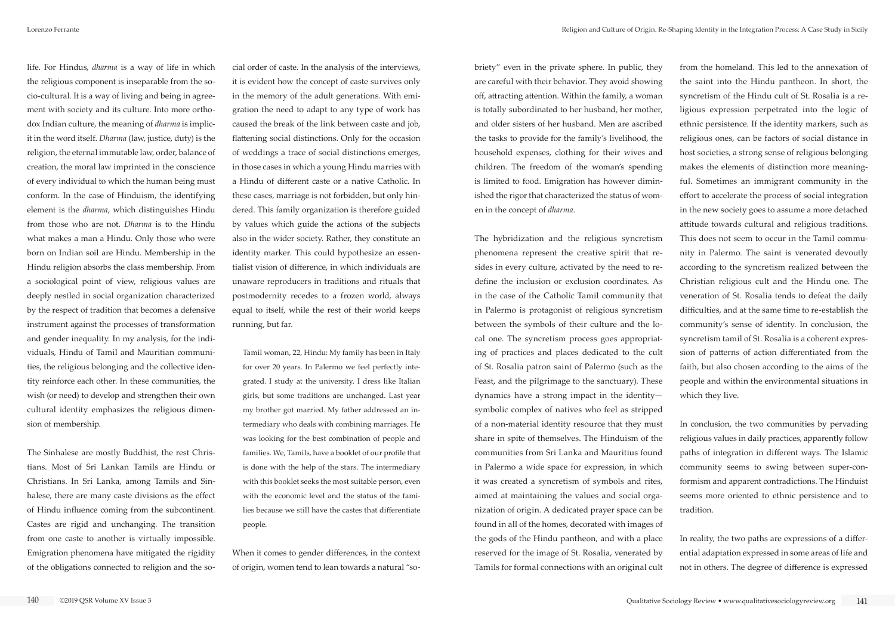life. For Hindus, *dharma* is a way of life in which the religious component is inseparable from the socio-cultural. It is a way of living and being in agreement with society and its culture. Into more orthodox Indian culture, the meaning of *dharma* is implicit in the word itself. *Dharma* (law, justice, duty) is the religion, the eternal immutable law, order, balance of creation, the moral law imprinted in the conscience of every individual to which the human being must conform. In the case of Hinduism, the identifying element is the *dharma*, which distinguishes Hindu from those who are not. *Dharma* is to the Hindu what makes a man a Hindu. Only those who were born on Indian soil are Hindu. Membership in the Hindu religion absorbs the class membership. From a sociological point of view, religious values are deeply nestled in social organization characterized by the respect of tradition that becomes a defensive instrument against the processes of transformation and gender inequality. In my analysis, for the individuals, Hindu of Tamil and Mauritian communities, the religious belonging and the collective identity reinforce each other. In these communities, the wish (or need) to develop and strengthen their own cultural identity emphasizes the religious dimension of membership.

The Sinhalese are mostly Buddhist, the rest Christians. Most of Sri Lankan Tamils are Hindu or Christians. In Sri Lanka, among Tamils and Sinhalese, there are many caste divisions as the effect of Hindu influence coming from the subcontinent. Castes are rigid and unchanging. The transition from one caste to another is virtually impossible. Emigration phenomena have mitigated the rigidity of the obligations connected to religion and the social order of caste. In the analysis of the interviews, it is evident how the concept of caste survives only in the memory of the adult generations. With emigration the need to adapt to any type of work has caused the break of the link between caste and job, flattening social distinctions. Only for the occasion of weddings a trace of social distinctions emerges, in those cases in which a young Hindu marries with a Hindu of different caste or a native Catholic. In these cases, marriage is not forbidden, but only hindered. This family organization is therefore guided by values which guide the actions of the subjects also in the wider society. Rather, they constitute an identity marker. This could hypothesize an essentialist vision of difference, in which individuals are unaware reproducers in traditions and rituals that postmodernity recedes to a frozen world, always equal to itself, while the rest of their world keeps running, but far.

> Tamil woman, 22, Hindu: My family has been in Italy for over 20 years. In Palermo we feel perfectly integrated. I study at the university. I dress like Italian girls, but some traditions are unchanged. Last year my brother got married. My father addressed an intermediary who deals with combining marriages. He was looking for the best combination of people and families. We, Tamils, have a booklet of our profile that is done with the help of the stars. The intermediary with this booklet seeks the most suitable person, even with the economic level and the status of the families because we still have the castes that differentiate people.

When it comes to gender differences, in the context of origin, women tend to lean towards a natural "sobriety" even in the private sphere. In public, they are careful with their behavior. They avoid showing off, attracting attention. Within the family, a woman is totally subordinated to her husband, her mother, and older sisters of her husband. Men are ascribed the tasks to provide for the family's livelihood, the household expenses, clothing for their wives and children. The freedom of the woman's spending is limited to food. Emigration has however diminished the rigor that characterized the status of women in the concept of *dharma*.

The hybridization and the religious syncretism phenomena represent the creative spirit that resides in every culture, activated by the need to redefine the inclusion or exclusion coordinates. As in the case of the Catholic Tamil community that in Palermo is protagonist of religious syncretism between the symbols of their culture and the local one. The syncretism process goes appropriating of practices and places dedicated to the cult of St. Rosalia patron saint of Palermo (such as the Feast, and the pilgrimage to the sanctuary). These dynamics have a strong impact in the identity—symbolic complex of natives who feel as stripped of a non-material identity resource that they must share in spite of themselves. The Hinduism of the communities from Sri Lanka and Mauritius found in Palermo a wide space for expression, in which it was created a syncretism of symbols and rites, aimed at maintaining the values and social organization of origin. A dedicated prayer space can be found in all of the homes, decorated with images of the gods of the Hindu pantheon, and with a place reserved for the image of St. Rosalia, venerated by Tamils for formal connections with an original cult from the homeland. This led to the annexation of the saint into the Hindu pantheon. In short, the syncretism of the Hindu cult of St. Rosalia is a religious expression perpetrated into the logic of ethnic persistence. If the identity markers, such as religious ones, can be factors of social distance in host societies, a strong sense of religious belonging makes the elements of distinction more meaningful. Sometimes an immigrant community in the effort to accelerate the process of social integration in the new society goes to assume a more detached attitude towards cultural and religious traditions. This does not seem to occur in the Tamil community in Palermo. The saint is venerated devoutly according to the syncretism realized between the Christian religious cult and the Hindu one. The veneration of St. Rosalia tends to defeat the daily difficulties, and at the same time to re-establish the community's sense of identity. In conclusion, the syncretism tamil of St. Rosalia is a coherent expression of patterns of action differentiated from the faith, but also chosen according to the aims of the people and within the environmental situations in which they live.

In conclusion, the two communities by pervading religious values in daily practices, apparently follow paths of integration in different ways. The Islamic community seems to swing between super-conformism and apparent contradictions. The Hinduist seems more oriented to ethnic persistence and to tradition.

In reality, the two paths are expressions of a differential adaptation expressed in some areas of life and not in others. The degree of difference is expressed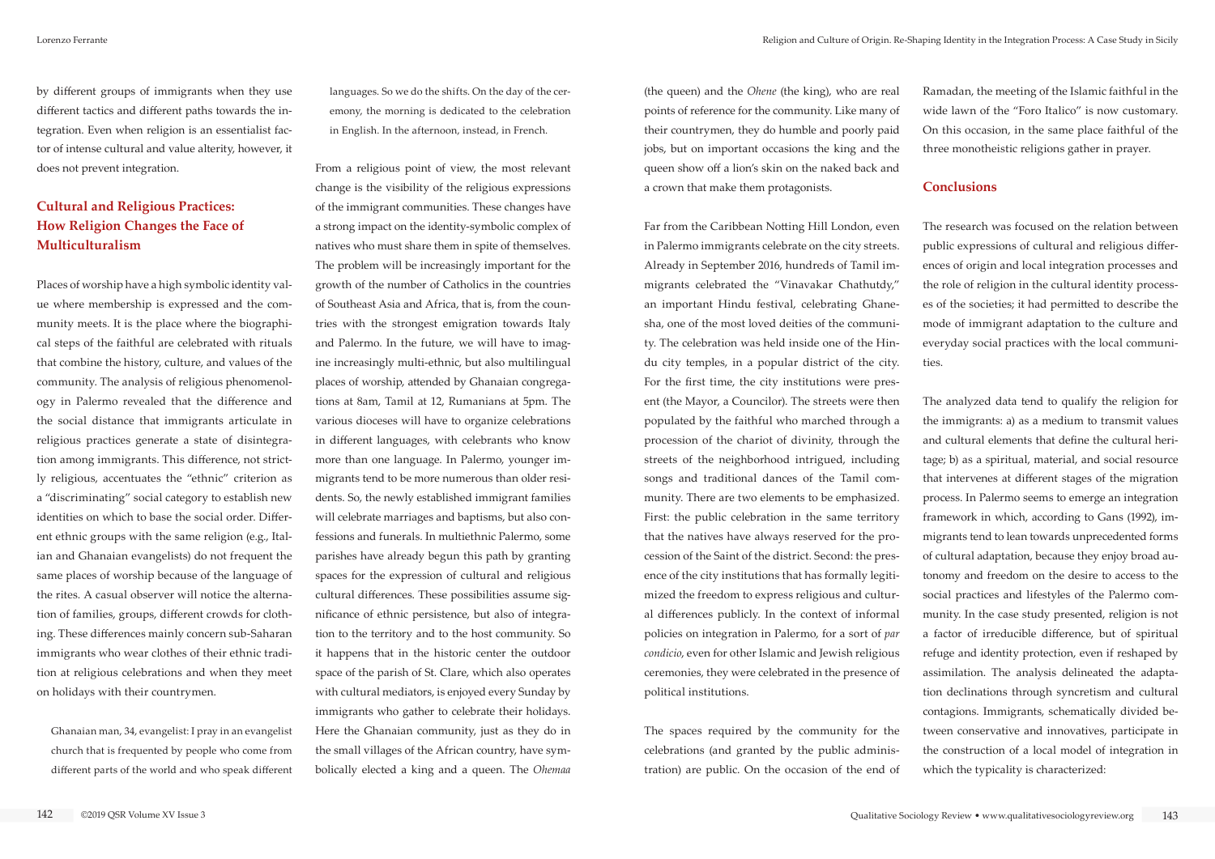by different groups of immigrants when they use different tactics and different paths towards the integration. Even when religion is an essentialist factor of intense cultural and value alterity, however, it does not prevent integration.

## Cultural and Religious Practices: How Religion Changes the Face of Multiculturalism

Places of worship have a high symbolic identity value where membership is expressed and the community meets. It is the place where the biographical steps of the faithful are celebrated with rituals that combine the history, culture, and values of the community. The analysis of religious phenomenology in Palermo revealed that the difference and the social distance that immigrants articulate in religious practices generate a state of disintegration among immigrants. This difference, not strictly religious, accentuates the "ethnic" criterion as a "discriminating" social category to establish new identities on which to base the social order. Different ethnic groups with the same religion (e.g., Italian and Ghanaian evangelists) do not frequent the same places of worship because of the language of the rites. A casual observer will notice the alternation of families, groups, different crowds for clothing. These differences mainly concern sub-Saharan immigrants who wear clothes of their ethnic tradition at religious celebrations and when they meet on holidays with their countrymen.

> Ghanaian man, 34, evangelist: I pray in an evangelist church that is frequented by people who come from different parts of the world and who speak different languages. So we do the shifts. On the day of the ceremony, the morning is dedicated to the celebration in English. In the afternoon, instead, in French.

From a religious point of view, the most relevant change is the visibility of the religious expressions of the immigrant communities. These changes have a strong impact on the identity-symbolic complex of natives who must share them in spite of themselves. The problem will be increasingly important for the growth of the number of Catholics in the countries of Southeast Asia and Africa, that is, from the countries with the strongest emigration towards Italy and Palermo. In the future, we will have to imagine increasingly multi-ethnic, but also multilingual places of worship, attended by Ghanaian congregations at 8am, Tamil at 12, Rumanians at 5pm. The various dioceses will have to organize celebrations in different languages, with celebrants who know more than one language. In Palermo, younger immigrants tend to be more numerous than older residents. So, the newly established immigrant families will celebrate marriages and baptisms, but also confessions and funerals. In multiethnic Palermo, some parishes have already begun this path by granting spaces for the expression of cultural and religious differences. These possibilities assume significance of ethnic persistence, but also of integration to the territory and to the host community. So it happens that in the historic center the outdoor space of the parish of St. Clare, which also operates with cultural mediators, is enjoyed every Sunday by immigrants who gather to celebrate their holidays. Here the Ghanaian community, just as they do in the small villages of the African country, have symbolically elected a king and a queen. The *Ohemaa* (the queen) and the *Ohene* (the king), who are real points of reference for the community. Like many of their countrymen, they do humble and poorly paid jobs, but on important occasions the king and the queen show off a lion's skin on the naked back and a crown that make them protagonists.

Far from the Caribbean Notting Hill London, even in Palermo immigrants celebrate on the city streets. Already in September 2016, hundreds of Tamil immigrants celebrated the "Vinavakar Chathutdy," an important Hindu festival, celebrating Ghanesha, one of the most loved deities of the community. The celebration was held inside one of the Hindu city temples, in a popular district of the city. For the first time, the city institutions were present (the Mayor, a Councilor). The streets were then populated by the faithful who marched through a procession of the chariot of divinity, through the streets of the neighborhood intrigued, including songs and traditional dances of the Tamil community. There are two elements to be emphasized. First: the public celebration in the same territory that the natives have always reserved for the procession of the Saint of the district. Second: the presence of the city institutions that has formally legitimized the freedom to express religious and cultural differences publicly. In the context of informal policies on integration in Palermo, for a sort of *par condicio*, even for other Islamic and Jewish religious ceremonies, they were celebrated in the presence of political institutions.

The spaces required by the community for the celebrations (and granted by the public administration) are public. On the occasion of the end of Ramadan, the meeting of the Islamic faithful in the wide lawn of the "Foro Italico" is now customary. On this occasion, in the same place faithful of the three monotheistic religions gather in prayer.

## Conclusions

The research was focused on the relation between public expressions of cultural and religious differences of origin and local integration processes and the role of religion in the cultural identity processes of the societies; it had permitted to describe the mode of immigrant adaptation to the culture and everyday social practices with the local communities.

The analyzed data tend to qualify the religion for the immigrants: a) as a medium to transmit values and cultural elements that define the cultural heritage; b) as a spiritual, material, and social resource that intervenes at different stages of the migration process. In Palermo seems to emerge an integration framework in which, according to Gans (1992), immigrants tend to lean towards unprecedented forms of cultural adaptation, because they enjoy broad autonomy and freedom on the desire to access to the social practices and lifestyles of the Palermo community. In the case study presented, religion is not a factor of irreducible difference, but of spiritual refuge and identity protection, even if reshaped by assimilation. The analysis delineated the adaptation declinations through syncretism and cultural contagions. Immigrants, schematically divided between conservative and innovatives, participate in the construction of a local model of integration in which the typicality is characterized: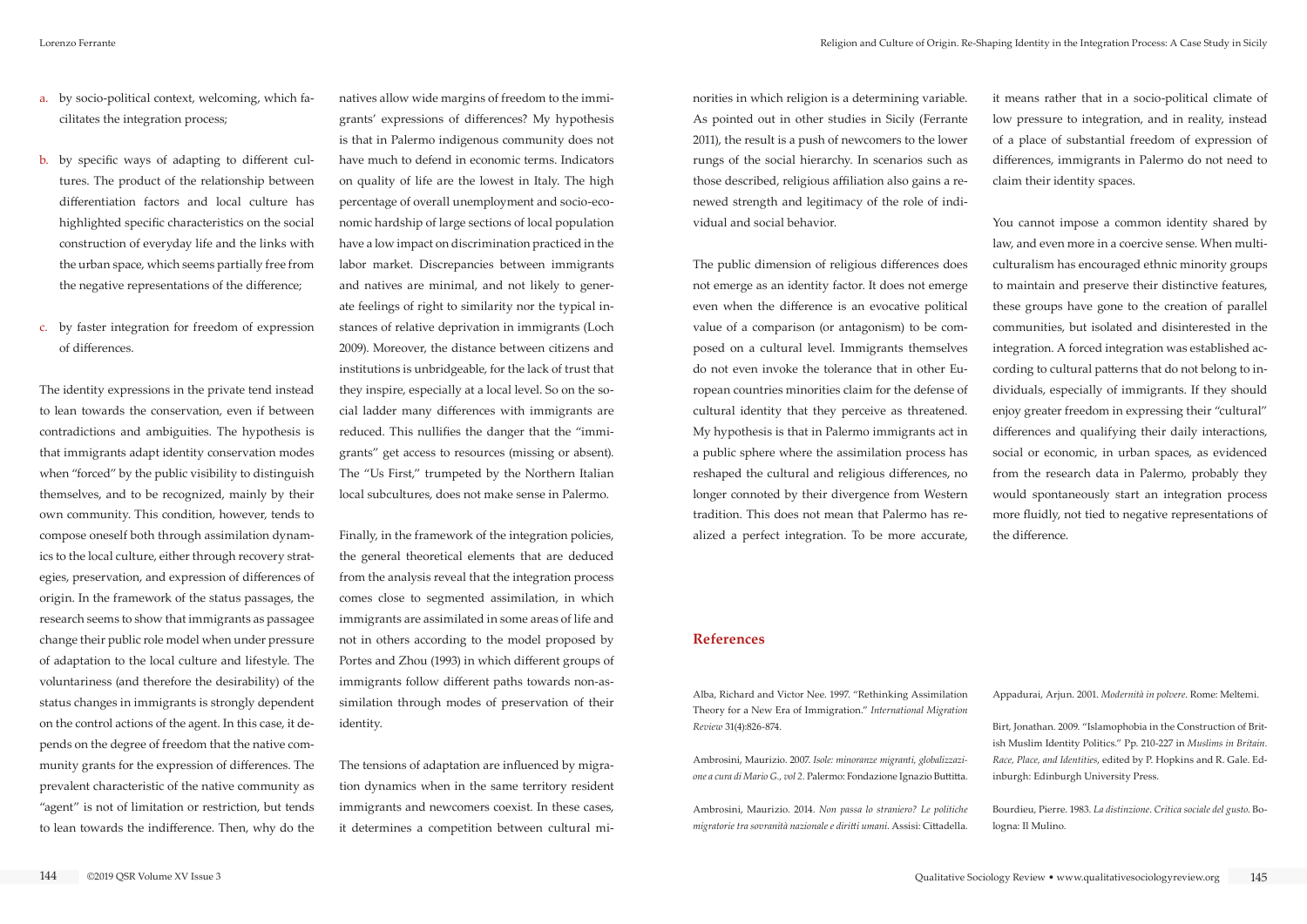a. by socio-political context, welcoming, which facilitates the integration process;

b. by specific ways of adapting to different cultures. The product of the relationship between differentiation factors and local culture has highlighted specific characteristics on the social construction of everyday life and the links with the urban space, which seems partially free from the negative representations of the difference;

c. by faster integration for freedom of expression of differences.

The identity expressions in the private tend instead to lean towards the conservation, even if between contradictions and ambiguities. The hypothesis is that immigrants adapt identity conservation modes when "forced" by the public visibility to distinguish themselves, and to be recognized, mainly by their own community. This condition, however, tends to compose oneself both through assimilation dynamics to the local culture, either through recovery strategies, preservation, and expression of differences of origin. In the framework of the status passages, the research seems to show that immigrants as passagee change their public role model when under pressure of adaptation to the local culture and lifestyle. The voluntariness (and therefore the desirability) of the status changes in immigrants is strongly dependent on the control actions of the agent. In this case, it depends on the degree of freedom that the native community grants for the expression of differences. The prevalent characteristic of the native community as "agent" is not of limitation or restriction, but tends to lean towards the indifference. Then, why do the natives allow wide margins of freedom to the immigrants' expressions of differences? My hypothesis is that in Palermo indigenous community does not have much to defend in economic terms. Indicators on quality of life are the lowest in Italy. The high percentage of overall unemployment and socio-economic hardship of large sections of local population have a low impact on discrimination practiced in the labor market. Discrepancies between immigrants and natives are minimal, and not likely to generate feelings of right to similarity nor the typical instances of relative deprivation in immigrants (Loch 2009). Moreover, the distance between citizens and institutions is unbridgeable, for the lack of trust that they inspire, especially at a local level. So on the social ladder many differences with immigrants are reduced. This nullifies the danger that the "immigrants" get access to resources (missing or absent). The "Us First," trumpeted by the Northern Italian local subcultures, does not make sense in Palermo.

Finally, in the framework of the integration policies, the general theoretical elements that are deduced from the analysis reveal that the integration process comes close to segmented assimilation, in which immigrants are assimilated in some areas of life and not in others according to the model proposed by Portes and Zhou (1993) in which different groups of immigrants follow different paths towards non-assimilation through modes of preservation of their identity.

The tensions of adaptation are influenced by migration dynamics when in the same territory resident immigrants and newcomers coexist. In these cases, it determines a competition between cultural minorities in which religion is a determining variable. As pointed out in other studies in Sicily (Ferrante 2011), the result is a push of newcomers to the lower rungs of the social hierarchy. In scenarios such as those described, religious affiliation also gains a renewed strength and legitimacy of the role of individual and social behavior.

The public dimension of religious differences does not emerge as an identity factor. It does not emerge even when the difference is an evocative political value of a comparison (or antagonism) to be composed on a cultural level. Immigrants themselves do not even invoke the tolerance that in other European countries minorities claim for the defense of cultural identity that they perceive as threatened. My hypothesis is that in Palermo immigrants act in a public sphere where the assimilation process has reshaped the cultural and religious differences, no longer connoted by their divergence from Western tradition. This does not mean that Palermo has realized a perfect integration. To be more accurate, it means rather that in a socio-political climate of low pressure to integration, and in reality, instead of a place of substantial freedom of expression of differences, immigrants in Palermo do not need to claim their identity spaces.

You cannot impose a common identity shared by law, and even more in a coercive sense. When multiculturalism has encouraged ethnic minority groups to maintain and preserve their distinctive features, these groups have gone to the creation of parallel communities, but isolated and disinterested in the integration. A forced integration was established according to cultural patterns that do not belong to individuals, especially of immigrants. If they should enjoy greater freedom in expressing their "cultural" differences and qualifying their daily interactions, social or economic, in urban spaces, as evidenced from the research data in Palermo, probably they would spontaneously start an integration process more fluidly, not tied to negative representations of the difference.

## References

Alba, Richard and Victor Nee. 1997. "Rethinking Assimilation Theory for a New Era of Immigration." *International Migration Review* 31(4):826-874.

Ambrosini, Maurizio. 2007. *Isole: minoranze migranti, globalizzazione a cura di Mario G., vol 2*. Palermo: Fondazione Ignazio Buttitta.

Ambrosini, Maurizio. 2014. *Non passa lo straniero? Le politiche migratorie tra sovranità nazionale e diritti umani*. Assisi: Cittadella.

Appadurai, Arjun. 2001. *Modernità in polvere*. Rome: Meltemi.

Birt, Jonathan. 2009. "Islamophobia in the Construction of British Muslim Identity Politics." Pp. 210-227 in *Muslims in Britain. Race, Place, and Identities*, edited by P. Hopkins and R. Gale. Edinburgh: Edinburgh University Press.

Bourdieu, Pierre. 1983. *La distinzione. Critica sociale del gusto*. Bologna: Il Mulino.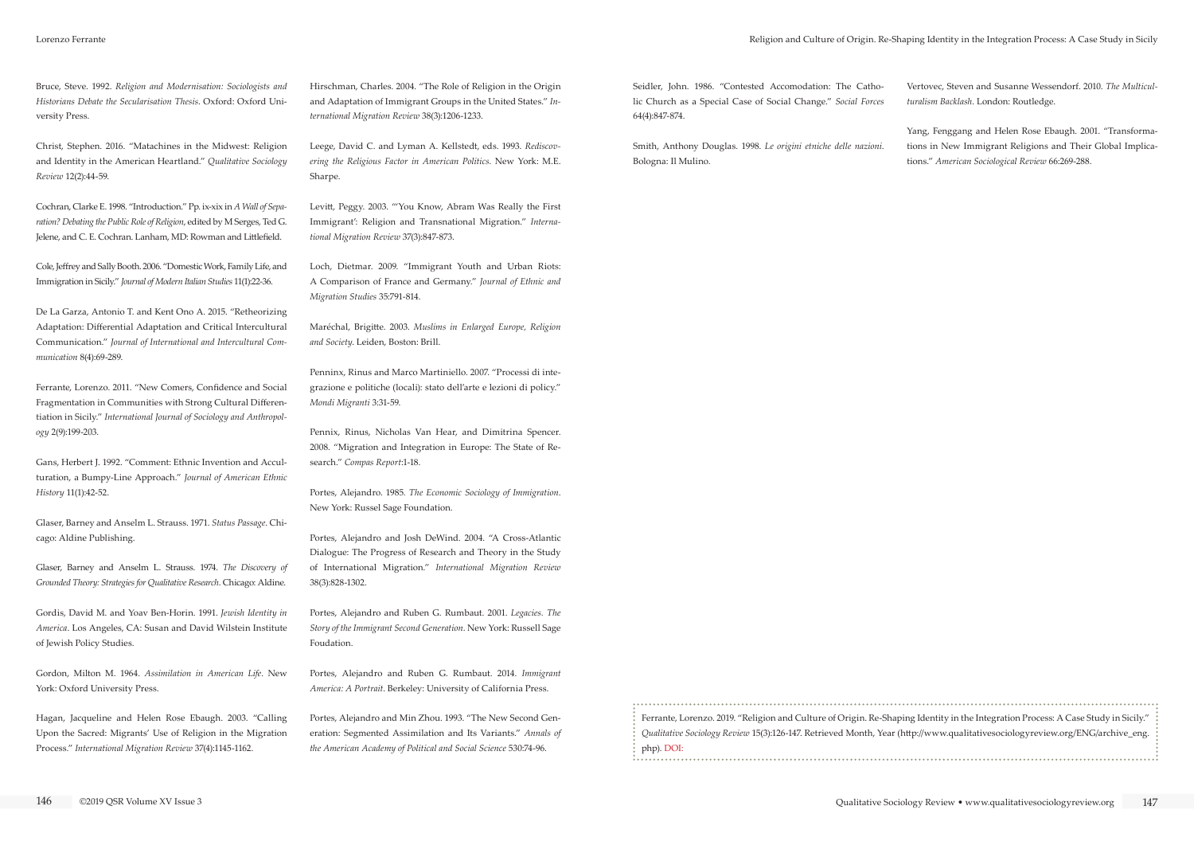Bruce, Steve. 1992. *Religion and Modernisation: Sociologists and Historians Debate the Secularisation Thesis*. Oxford: Oxford University Press.

Christ, Stephen. 2016. "Matachines in the Midwest: Religion and Identity in the American Heartland." *Qualitative Sociology Review* 12(2):44-59.

Cochran, Clarke E. 1998. "Introduction." Pp. ix-xix in *A Wall of Separation? Debating the Public Role of Religion*, edited by M Serges, Ted G. Jelene, and C. E. Cochran. Lanham, MD: Rowman and Littlefield.

Cole, Jeffrey and Sally Booth. 2006. "Domestic Work, Family Life, and Immigration in Sicily." *Journal of Modern Italian Studies* 11(1):22-36.

De La Garza, Antonio T. and Kent Ono A. 2015. "Retheorizing Adaptation: Differential Adaptation and Critical Intercultural Communication." *Journal of International and Intercultural Communication* 8(4):69-289.

Ferrante, Lorenzo. 2011. "New Comers, Confidence and Social Fragmentation in Communities with Strong Cultural Differentiation in Sicily." *International Journal of Sociology and Anthropology* 2(9):199-203.

Gans, Herbert J. 1992. "Comment: Ethnic Invention and Acculturation, a Bumpy-Line Approach." *Journal of American Ethnic History* 11(1):42-52.

Glaser, Barney and Anselm L. Strauss. 1971. *Status Passage*. Chicago: Aldine Publishing.

Glaser, Barney and Anselm L. Strauss. 1974. *The Discovery of Grounded Theory: Strategies for Qualitative Research*. Chicago: Aldine.

Gordis, David M. and Yoav Ben-Horin. 1991. *Jewish Identity in America*. Los Angeles, CA: Susan and David Wilstein Institute of Jewish Policy Studies.

Gordon, Milton M. 1964. *Assimilation in American Life*. New York: Oxford University Press.

Hagan, Jacqueline and Helen Rose Ebaugh. 2003. "Calling Upon the Sacred: Migrants' Use of Religion in the Migration Process." *International Migration Review* 37(4):1145-1162.

Hirschman, Charles. 2004. "The Role of Religion in the Origin and Adaptation of Immigrant Groups in the United States." *International Migration Review* 38(3):1206-1233.

Leege, David C. and Lyman A. Kellstedt, eds. 1993. *Rediscovering the Religious Factor in American Politics*. New York: M.E. Sharpe.

Levitt, Peggy. 2003. "'You Know, Abram Was Really the First Immigrant': Religion and Transnational Migration." *International Migration Review* 37(3):847-873.

Loch, Dietmar. 2009. "Immigrant Youth and Urban Riots: A Comparison of France and Germany." *Journal of Ethnic and Migration Studies* 35:791-814.

Maréchal, Brigitte. 2003. *Muslims in Enlarged Europe, Religion and Society*. Leiden, Boston: Brill.

Penninx, Rinus and Marco Martiniello. 2007. "Processi di integrazione e politiche (locali): stato dell'arte e lezioni di policy." *Mondi Migranti* 3:31-59.

Pennix, Rinus, Nicholas Van Hear, and Dimitrina Spencer. 2008. "Migration and Integration in Europe: The State of Research." *Compas Report*:1-18.

Portes, Alejandro. 1985. *The Economic Sociology of Immigration*. New York: Russel Sage Foundation.

Portes, Alejandro and Josh DeWind. 2004. "A Cross-Atlantic Dialogue: The Progress of Research and Theory in the Study of International Migration." *International Migration Review* 38(3):828-1302.

Portes, Alejandro and Ruben G. Rumbaut. 2001. *Legacies. The Story of the Immigrant Second Generation*. New York: Russell Sage Foudation.

Portes, Alejandro and Ruben G. Rumbaut. 2014. *Immigrant America: A Portrait*. Berkeley: University of California Press.

Portes, Alejandro and Min Zhou. 1993. "The New Second Generation: Segmented Assimilation and Its Variants." *Annals of the American Academy of Political and Social Science* 530:74-96.

Seidler, John. 1986. "Contested Accomodation: The Catholic Church as a Special Case of Social Change." *Social Forces* 64(4):847-874.

Smith, Anthony Douglas. 1998. *Le origini etniche delle nazioni*. Bologna: Il Mulino.

Vertovec, Steven and Susanne Wessendorf. 2010. *The Multiculturalism Backlash*. London: Routledge.

Yang, Fenggang and Helen Rose Ebaugh. 2001. "Transformations in New Immigrant Religions and Their Global Implications." *American Sociological Review* 66:269-288.

Ferrante, Lorenzo. 2019. "Religion and Culture of Origin. Re-Shaping Identity in the Integration Process: A Case Study in Sicily." *Qualitative Sociology Review* 15(3):126-147. Retrieved Month, Year (http://www.qualitativesociologyreview.org/ENG/archive_eng.php). DOI: